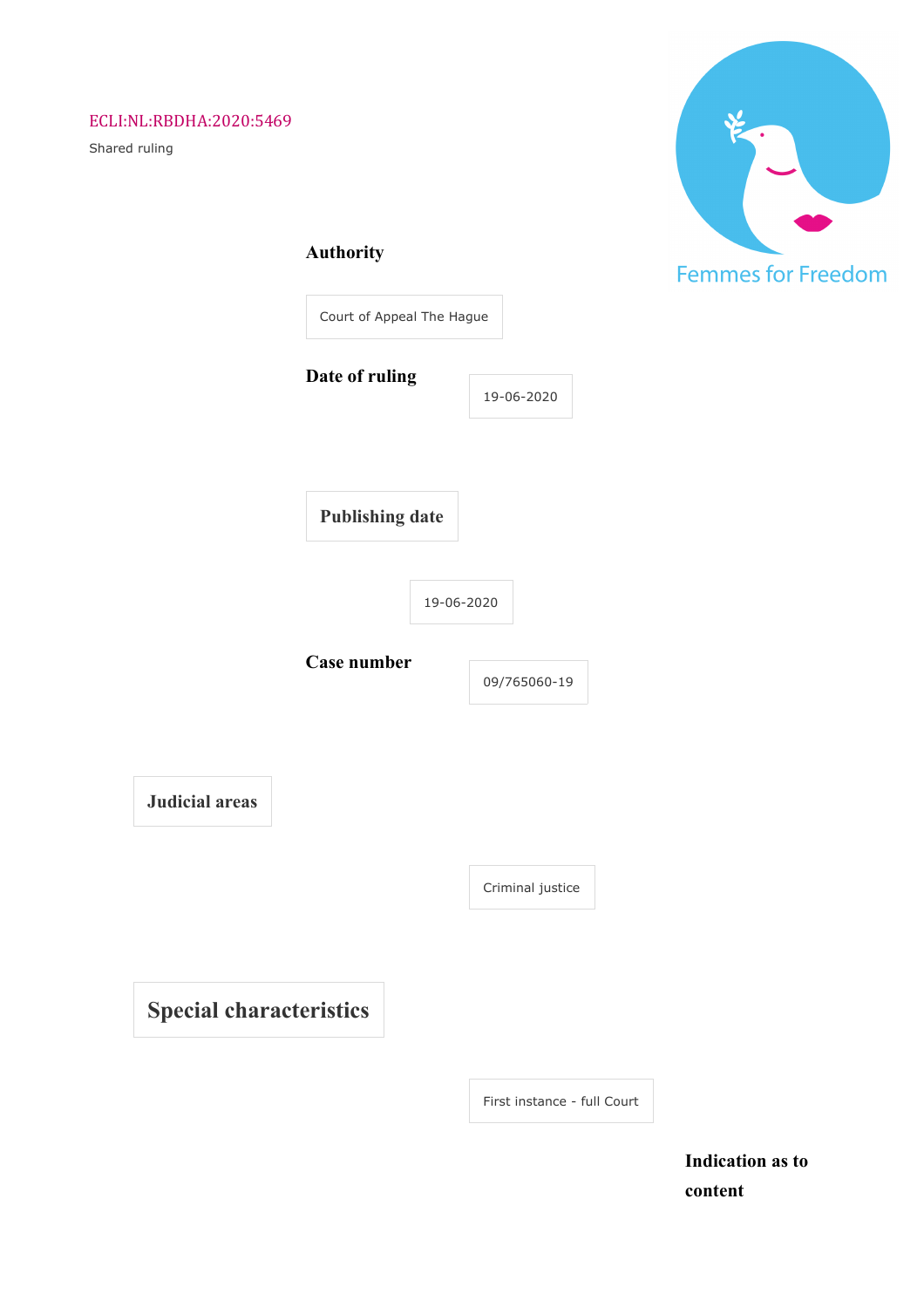ECLI:NL:RBDHA:2020:5469

Shared ruling

**Authority**

Court of Appeal The Hague

**Date of ruling**

19-06-2020

**Publishing date**

19-06-2020

**Case number**

09/765060-19

**Judicial areas**

Criminal justice

**Special characteristics**

First instance - full Court

**Indication as to content**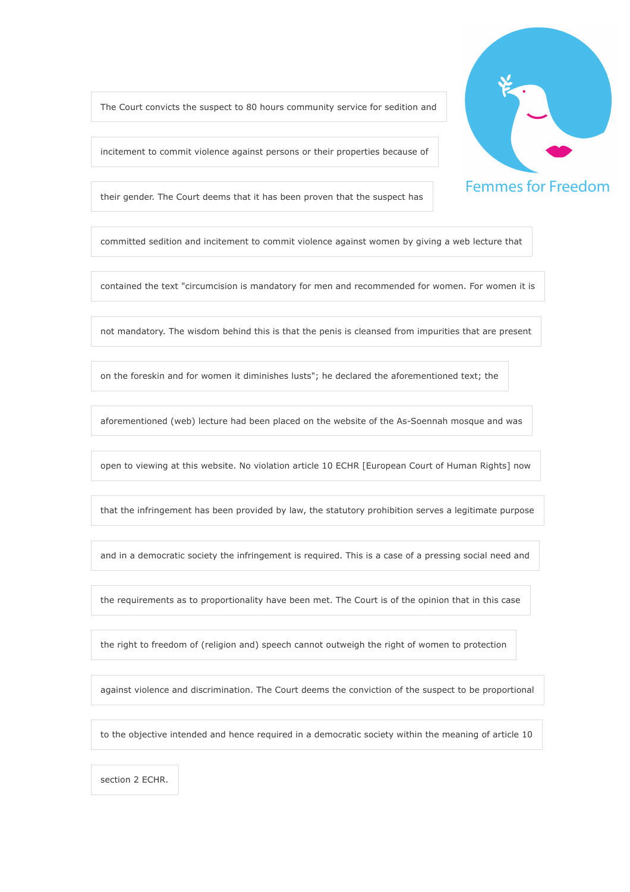The Court convicts the suspect to 80 hours community service for sedition and incitement to commit violence against persons or their properties because of their gender. The Court deems that it has been proven that the suspect has committed sedition and incitement to commit violence against women by giving a web lecture that contained the text "circumcision is mandatory for men and recommended for women. For women it is not mandatory. The wisdom behind this is that the penis is cleansed from impurities that are present on the foreskin and for women it diminishes lusts"; he declared the aforementioned text; the aforementioned (web) lecture had been placed on the website of the As-Soennah mosque and was open to viewing at this website. No violation article 10 ECHR [European Court of Human Rights] now that the infringement has been provided by law, the statutory prohibition serves a legitimate purpose and in a democratic society the infringement is required. This is a case of a pressing social need and the requirements as to proportionality have been met. The Court is of the opinion that in this case the right to freedom of (religion and) speech cannot outweigh the right of women to protection against violence and discrimination. The Court deems the conviction of the suspect to be proportional to the objective intended and hence required in a democratic society within the meaning of article 10 section 2 ECHR.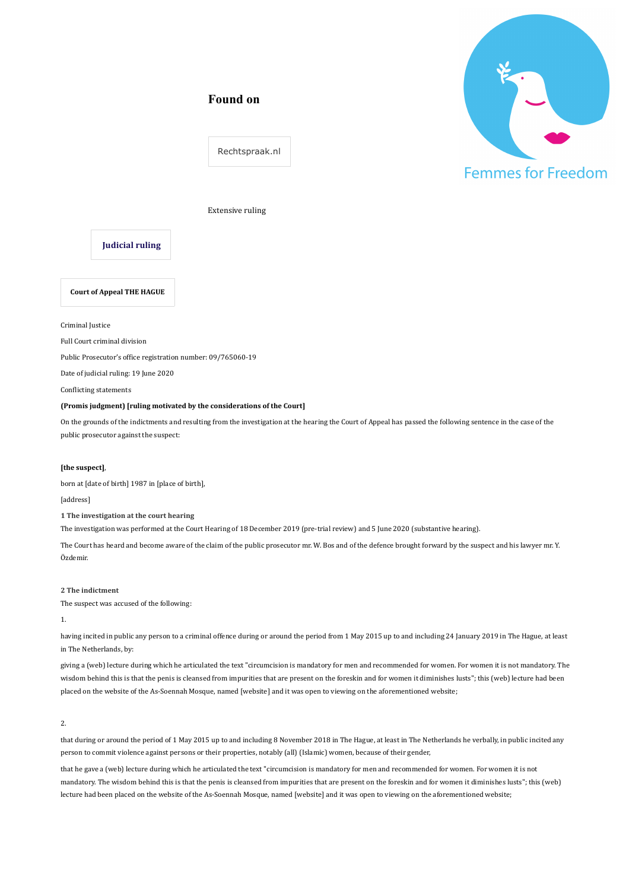**Found on**

Rechtspraak.nl

Extensive ruling

**Judicial ruling**

**Court of Appeal THE HAGUE**

Criminal Justice

Full Court criminal division

Public Prosecutor's office registration number: 09/765060-19

Date of judicial ruling: 19 June 2020

Conflicting statements

**(Promis judgment) [ruling motivated by the considerations of the Court]**

On the grounds of the indictments and resulting from the investigation at the hearing the Court of Appeal has passed the following sentence in the case of the public prosecutor against the suspect:

**[the suspect]**,

born at [date of birth] 1987 in [place of birth],

[address]

**1 The investigation at the court hearing**

The investigation was performed at the Court Hearing of 18 December 2019 (pre-trial review) and 5 June 2020 (substantive hearing).

The Court has heard and become aware of the claim of the public prosecutor mr. W. Bos and of the defence brought forward by the suspect and his lawyer mr. Y. Özdemir.

**2 The indictment**

The suspect was accused of the following:

1.

having incited in public any person to a criminal offence during or around the period from 1 May 2015 up to and including 24 January 2019 in The Hague, at least in The Netherlands, by:

giving a (web) lecture during which he articulated the text "circumcision is mandatory for men and recommended for women. For women it is not mandatory. The wisdom behind this is that the penis is cleansed from impurities that are present on the foreskin and for women it diminishes lusts"; this (web) lecture had been placed on the website of the As-Soennah Mosque, named [website] and it was open to viewing on the aforementioned website;

2.

that during or around the period of 1 May 2015 up to and including 8 November 2018 in The Hague, at least in The Netherlands he verbally, in public incited any person to commit violence against persons or their properties, notably (all) (Islamic) women, because of their gender,

that he gave a (web) lecture during which he articulated the text "circumcision is mandatory for men and recommended for women. For women it is not mandatory. The wisdom behind this is that the penis is cleansed from impurities that are present on the foreskin and for women it diminishes lusts"; this (web) lecture had been placed on the website of the As-Soennah Mosque, named [website] and it was open to viewing on the aforementioned website;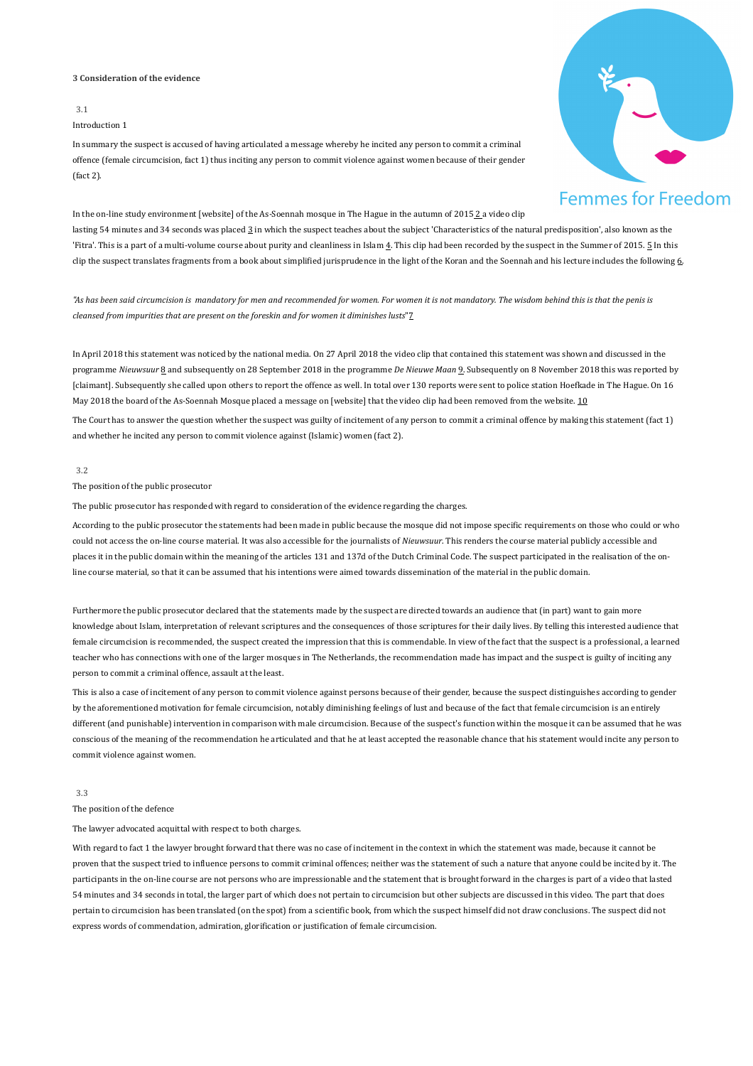**3 Consideration of the evidence**

3.1

Introduction 1

In summary the suspect is accused of having articulated a message whereby he incited any person to commit a criminal offence (female circumcision, fact 1) thus inciting any person to commit violence against women because of their gender (fact 2).

In the on-line study environment [website] of the As-Soennah mosque in The Hague in the autumn of 2015 2 a video clip lasting 54 minutes and 34 seconds was placed 3 in which the suspect teaches about the subject 'Characteristics of the natural predisposition', also known as the 'Fitra'. This is a part of a multi-volume course about purity and cleanliness in Islam 4. This clip had been recorded by the suspect in the Summer of 2015. 5 In this clip the suspect translates fragments from a book about simplified jurisprudence in the light of the Koran and the Soennah and his lecture includes the following 6.

*"As has been said circumcision is mandatory for men and recommended for women. For women it is not mandatory. The wisdom behind this is that the penis is cleansed from impurities that are present on the foreskin and for women it diminishes lusts"* 7

In April 2018 this statement was noticed by the national media. On 27 April 2018 the video clip that contained this statement was shown and discussed in the programme *Nieuwsuur* 8 and subsequently on 28 September 2018 in the programme *De Nieuwe Maan* 9. Subsequently on 8 November 2018 this was reported by [claimant]. Subsequently she called upon others to report the offence as well. In total over 130 reports were sent to police station Hoefkade in The Hague. On 16 May 2018 the board of the As-Soennah Mosque placed a message on [website] that the video clip had been removed from the website. 10

The Court has to answer the question whether the suspect was guilty of incitement of any person to commit a criminal offence by making this statement (fact 1) and whether he incited any person to commit violence against (Islamic) women (fact 2).

3.2

The position of the public prosecutor

The public prosecutor has responded with regard to consideration of the evidence regarding the charges.

According to the public prosecutor the statements had been made in public because the mosque did not impose specific requirements on those who could or who could not access the on-line course material. It was also accessible for the journalists of *Nieuwsuur*. This renders the course material publicly accessible and places it in the public domain within the meaning of the articles 131 and 137d of the Dutch Criminal Code. The suspect participated in the realisation of the on-line course material, so that it can be assumed that his intentions were aimed towards dissemination of the material in the public domain.

Furthermore the public prosecutor declared that the statements made by the suspect are directed towards an audience that (in part) want to gain more knowledge about Islam, interpretation of relevant scriptures and the consequences of those scriptures for their daily lives. By telling this interested audience that female circumcision is recommended, the suspect created the impression that this is commendable. In view of the fact that the suspect is a professional, a learned teacher who has connections with one of the larger mosques in The Netherlands, the recommendation made has impact and the suspect is guilty of inciting any person to commit a criminal offence, assault at the least.

This is also a case of incitement of any person to commit violence against persons because of their gender, because the suspect distinguishes according to gender by the aforementioned motivation for female circumcision, notably diminishing feelings of lust and because of the fact that female circumcision is an entirely different (and punishable) intervention in comparison with male circumcision. Because of the suspect's function within the mosque it can be assumed that he was conscious of the meaning of the recommendation he articulated and that he at least accepted the reasonable chance that his statement would incite any person to commit violence against women.

3.3

The position of the defence

The lawyer advocated acquittal with respect to both charges.

With regard to fact 1 the lawyer brought forward that there was no case of incitement in the context in which the statement was made, because it cannot be proven that the suspect tried to influence persons to commit criminal offences; neither was the statement of such a nature that anyone could be incited by it. The participants in the on-line course are not persons who are impressionable and the statement that is brought forward in the charges is part of a video that lasted 54 minutes and 34 seconds in total, the larger part of which does not pertain to circumcision but other subjects are discussed in this video. The part that does pertain to circumcision has been translated (on the spot) from a scientific book, from which the suspect himself did not draw conclusions. The suspect did not express words of commendation, admiration, glorification or justification of female circumcision.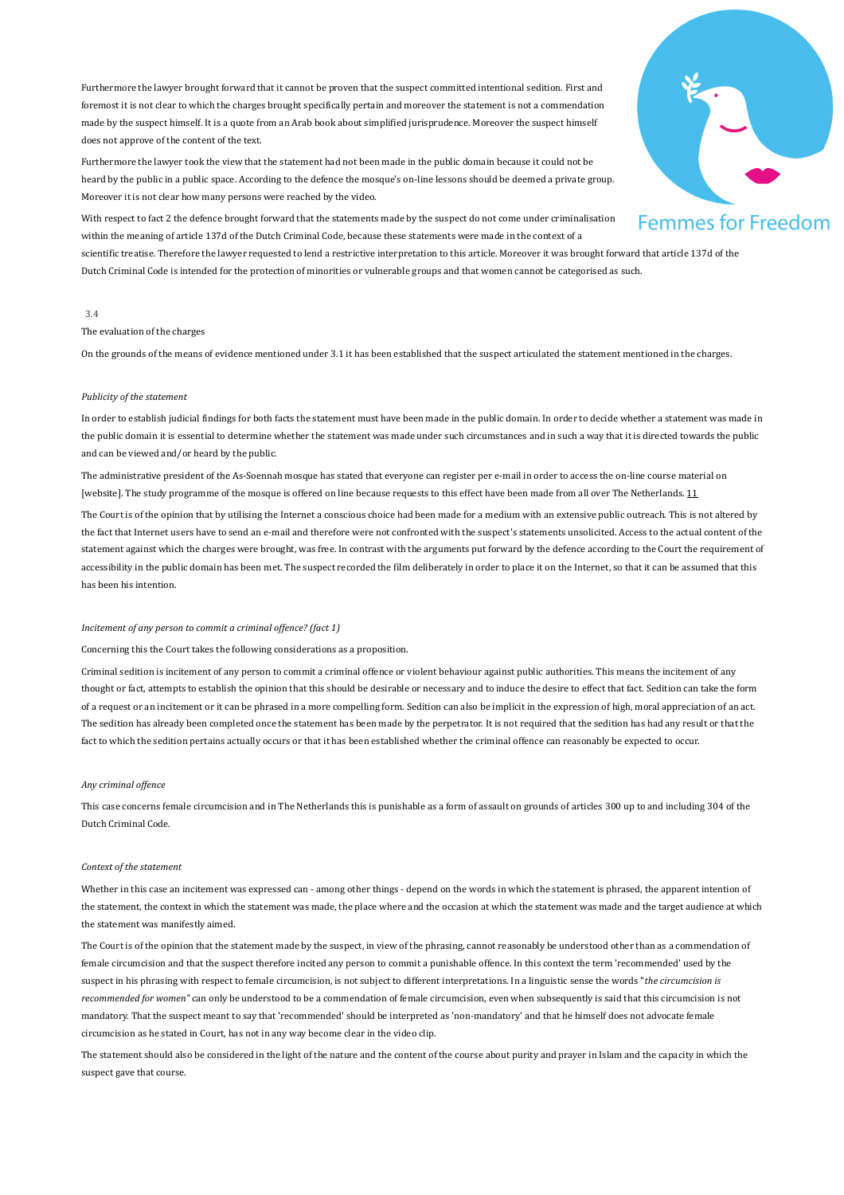Furthermore the lawyer brought forward that it cannot be proven that the suspect committed intentional sedition. First and foremost it is not clear to which the charges brought specifically pertain and moreover the statement is not a commendation made by the suspect himself. It is a quote from an Arab book about simplified jurisprudence. Moreover the suspect himself does not approve of the content of the text.

Furthermore the lawyer took the view that the statement had not been made in the public domain because it could not be heard by the public in a public space. According to the defence the mosque's on-line lessons should be deemed a private group. Moreover it is not clear how many persons were reached by the video.

With respect to fact 2 the defence brought forward that the statements made by the suspect do not come under criminalisation within the meaning of article 137d of the Dutch Criminal Code, because these statements were made in the context of a scientific treatise. Therefore the lawyer requested to lend a restrictive interpretation to this article. Moreover it was brought forward that article 137d of the Dutch Criminal Code is intended for the protection of minorities or vulnerable groups and that women cannot be categorised as such.

3.4

The evaluation of the charges

On the grounds of the means of evidence mentioned under 3.1 it has been established that the suspect articulated the statement mentioned in the charges.

*Publicity of the statement*

In order to establish judicial findings for both facts the statement must have been made in the public domain. In order to decide whether a statement was made in the public domain it is essential to determine whether the statement was made under such circumstances and in such a way that it is directed towards the public and can be viewed and/or heard by the public.

The administrative president of the As-Soennah mosque has stated that everyone can register per e-mail in order to access the on-line course material on [website]. The study programme of the mosque is offered on line because requests to this effect have been made from all over The Netherlands. 11

The Court is of the opinion that by utilising the Internet a conscious choice had been made for a medium with an extensive public outreach. This is not altered by the fact that Internet users have to send an e-mail and therefore were not confronted with the suspect's statements unsolicited. Access to the actual content of the statement against which the charges were brought, was free. In contrast with the arguments put forward by the defence according to the Court the requirement of accessibility in the public domain has been met. The suspect recorded the film deliberately in order to place it on the Internet, so that it can be assumed that this has been his intention.

*Incitement of any person to commit a criminal offence? (fact 1)*

Concerning this the Court takes the following considerations as a proposition.

Criminal sedition is incitement of any person to commit a criminal offence or violent behaviour against public authorities. This means the incitement of any thought or fact, attempts to establish the opinion that this should be desirable or necessary and to induce the desire to effect that fact. Sedition can take the form of a request or an incitement or it can be phrased in a more compelling form. Sedition can also be implicit in the expression of high, moral appreciation of an act. The sedition has already been completed once the statement has been made by the perpetrator. It is not required that the sedition has had any result or that the fact to which the sedition pertains actually occurs or that it has been established whether the criminal offence can reasonably be expected to occur.

*Any criminal offence*

This case concerns female circumcision and in The Netherlands this is punishable as a form of assault on grounds of articles 300 up to and including 304 of the Dutch Criminal Code.

*Context of the statement*

Whether in this case an incitement was expressed can - among other things - depend on the words in which the statement is phrased, the apparent intention of the statement, the context in which the statement was made, the place where and the occasion at which the statement was made and the target audience at which the statement was manifestly aimed.

The Court is of the opinion that the statement made by the suspect, in view of the phrasing, cannot reasonably be understood other than as a commendation of female circumcision and that the suspect therefore incited any person to commit a punishable offence. In this context the term 'recommended' used by the suspect in his phrasing with respect to female circumcision, is not subject to different interpretations. In a linguistic sense the words "*the circumcision is recommended for women"* can only be understood to be a commendation of female circumcision, even when subsequently is said that this circumcision is not mandatory. That the suspect meant to say that 'recommended' should be interpreted as 'non-mandatory' and that he himself does not advocate female circumcision as he stated in Court, has not in any way become clear in the video clip.

The statement should also be considered in the light of the nature and the content of the course about purity and prayer in Islam and the capacity in which the suspect gave that course.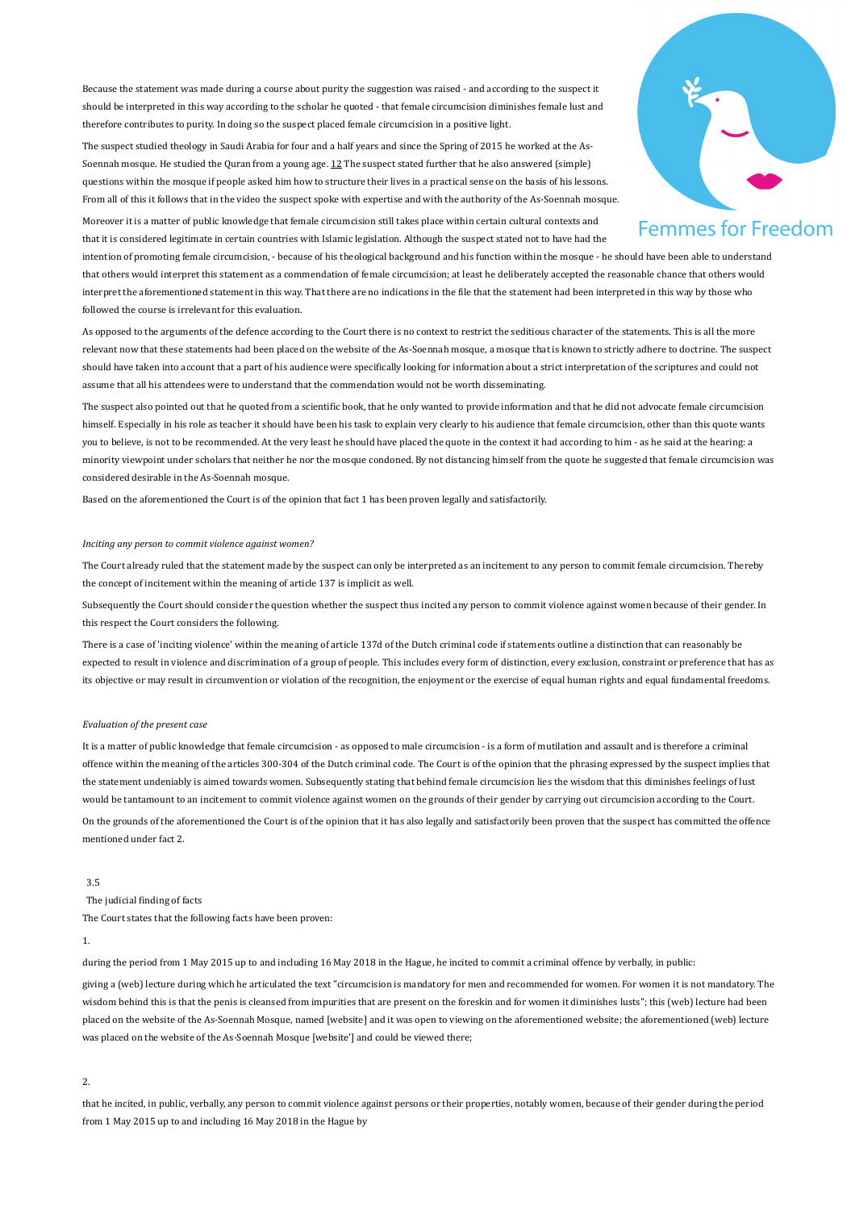Because the statement was made during a course about purity the suggestion was raised - and according to the suspect it should be interpreted in this way according to the scholar he quoted - that female circumcision diminishes female lust and therefore contributes to purity. In doing so the suspect placed female circumcision in a positive light.

The suspect studied theology in Saudi Arabia for four and a half years and since the Spring of 2015 he worked at the As-Soennah mosque. He studied the Quran from a young age. 12 The suspect stated further that he also answered (simple) questions within the mosque if people asked him how to structure their lives in a practical sense on the basis of his lessons. From all of this it follows that in the video the suspect spoke with expertise and with the authority of the As-Soennah mosque.

Moreover it is a matter of public knowledge that female circumcision still takes place within certain cultural contexts and that it is considered legitimate in certain countries with Islamic legislation. Although the suspect stated not to have had the intention of promoting female circumcision, - because of his theological background and his function within the mosque - he should have been able to understand that others would interpret this statement as a commendation of female circumcision; at least he deliberately accepted the reasonable chance that others would interpret the aforementioned statement in this way. That there are no indications in the file that the statement had been interpreted in this way by those who followed the course is irrelevant for this evaluation.

As opposed to the arguments of the defence according to the Court there is no context to restrict the seditious character of the statements. This is all the more relevant now that these statements had been placed on the website of the As-Soennah mosque, a mosque that is known to strictly adhere to doctrine. The suspect should have taken into account that a part of his audience were specifically looking for information about a strict interpretation of the scriptures and could not assume that all his attendees were to understand that the commendation would not be worth disseminating.

The suspect also pointed out that he quoted from a scientific book, that he only wanted to provide information and that he did not advocate female circumcision himself. Especially in his role as teacher it should have been his task to explain very clearly to his audience that female circumcision, other than this quote wants you to believe, is not to be recommended. At the very least he should have placed the quote in the context it had according to him - as he said at the hearing: a minority viewpoint under scholars that neither he nor the mosque condoned. By not distancing himself from the quote he suggested that female circumcision was considered desirable in the As-Soennah mosque.

Based on the aforementioned the Court is of the opinion that fact 1 has been proven legally and satisfactorily.

*Inciting any person to commit violence against women?*

The Court already ruled that the statement made by the suspect can only be interpreted as an incitement to any person to commit female circumcision. Thereby the concept of incitement within the meaning of article 137 is implicit as well.

Subsequently the Court should consider the question whether the suspect thus incited any person to commit violence against women because of their gender. In this respect the Court considers the following.

There is a case of 'inciting violence' within the meaning of article 137d of the Dutch criminal code if statements outline a distinction that can reasonably be expected to result in violence and discrimination of a group of people. This includes every form of distinction, every exclusion, constraint or preference that has as its objective or may result in circumvention or violation of the recognition, the enjoyment or the exercise of equal human rights and equal fundamental freedoms.

*Evaluation of the present case*

It is a matter of public knowledge that female circumcision - as opposed to male circumcision - is a form of mutilation and assault and is therefore a criminal offence within the meaning of the articles 300-304 of the Dutch criminal code. The Court is of the opinion that the phrasing expressed by the suspect implies that the statement undeniably is aimed towards women. Subsequently stating that behind female circumcision lies the wisdom that this diminishes feelings of lust would be tantamount to an incitement to commit violence against women on the grounds of their gender by carrying out circumcision according to the Court.

On the grounds of the aforementioned the Court is of the opinion that it has also legally and satisfactorily been proven that the suspect has committed the offence mentioned under fact 2.

3.5

The judicial finding of facts

The Court states that the following facts have been proven:

1.

during the period from 1 May 2015 up to and including 16 May 2018 in the Hague, he incited to commit a criminal offence by verbally, in public:

giving a (web) lecture during which he articulated the text "circumcision is mandatory for men and recommended for women. For women it is not mandatory. The wisdom behind this is that the penis is cleansed from impurities that are present on the foreskin and for women it diminishes lusts"; this (web) lecture had been placed on the website of the As-Soennah Mosque, named [website] and it was open to viewing on the aforementioned website; the aforementioned (web) lecture was placed on the website of the As-Soennah Mosque [website'] and could be viewed there;

2.

that he incited, in public, verbally, any person to commit violence against persons or their properties, notably women, because of their gender during the period from 1 May 2015 up to and including 16 May 2018 in the Hague by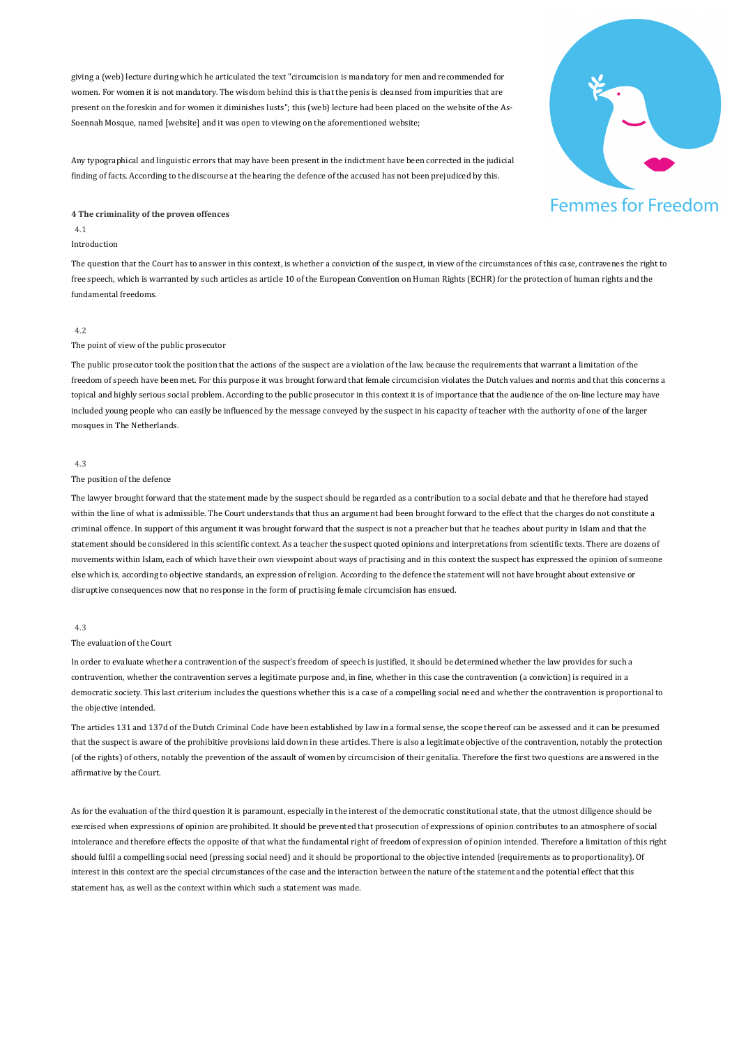giving a (web) lecture during which he articulated the text "circumcision is mandatory for men and recommended for women. For women it is not mandatory. The wisdom behind this is that the penis is cleansed from impurities that are present on the foreskin and for women it diminishes lusts"; this (web) lecture had been placed on the website of the As-Soennah Mosque, named [website] and it was open to viewing on the aforementioned website;

Any typographical and linguistic errors that may have been present in the indictment have been corrected in the judicial finding of facts. According to the discourse at the hearing the defence of the accused has not been prejudiced by this.

**4 The criminality of the proven offences**

4.1

Introduction

The question that the Court has to answer in this context, is whether a conviction of the suspect, in view of the circumstances of this case, contravenes the right to free speech, which is warranted by such articles as article 10 of the European Convention on Human Rights (ECHR) for the protection of human rights and the fundamental freedoms.

4.2

The point of view of the public prosecutor

The public prosecutor took the position that the actions of the suspect are a violation of the law, because the requirements that warrant a limitation of the freedom of speech have been met. For this purpose it was brought forward that female circumcision violates the Dutch values and norms and that this concerns a topical and highly serious social problem. According to the public prosecutor in this context it is of importance that the audience of the on-line lecture may have included young people who can easily be influenced by the message conveyed by the suspect in his capacity of teacher with the authority of one of the larger mosques in The Netherlands.

4.3

The position of the defence

The lawyer brought forward that the statement made by the suspect should be regarded as a contribution to a social debate and that he therefore had stayed within the line of what is admissible. The Court understands that thus an argument had been brought forward to the effect that the charges do not constitute a criminal offence. In support of this argument it was brought forward that the suspect is not a preacher but that he teaches about purity in Islam and that the statement should be considered in this scientific context. As a teacher the suspect quoted opinions and interpretations from scientific texts. There are dozens of movements within Islam, each of which have their own viewpoint about ways of practising and in this context the suspect has expressed the opinion of someone else which is, according to objective standards, an expression of religion. According to the defence the statement will not have brought about extensive or disruptive consequences now that no response in the form of practising female circumcision has ensued.

4.3

The evaluation of the Court

In order to evaluate whether a contravention of the suspect's freedom of speech is justified, it should be determined whether the law provides for such a contravention, whether the contravention serves a legitimate purpose and, in fine, whether in this case the contravention (a conviction) is required in a democratic society. This last criterium includes the questions whether this is a case of a compelling social need and whether the contravention is proportional to the objective intended.

The articles 131 and 137d of the Dutch Criminal Code have been established by law in a formal sense, the scope thereof can be assessed and it can be presumed that the suspect is aware of the prohibitive provisions laid down in these articles. There is also a legitimate objective of the contravention, notably the protection (of the rights) of others, notably the prevention of the assault of women by circumcision of their genitalia. Therefore the first two questions are answered in the affirmative by the Court.

As for the evaluation of the third question it is paramount, especially in the interest of the democratic constitutional state, that the utmost diligence should be exercised when expressions of opinion are prohibited. It should be prevented that prosecution of expressions of opinion contributes to an atmosphere of social intolerance and therefore effects the opposite of that what the fundamental right of freedom of expression of opinion intended. Therefore a limitation of this right should fulfil a compelling social need (pressing social need) and it should be proportional to the objective intended (requirements as to proportionality). Of interest in this context are the special circumstances of the case and the interaction between the nature of the statement and the potential effect that this statement has, as well as the context within which such a statement was made.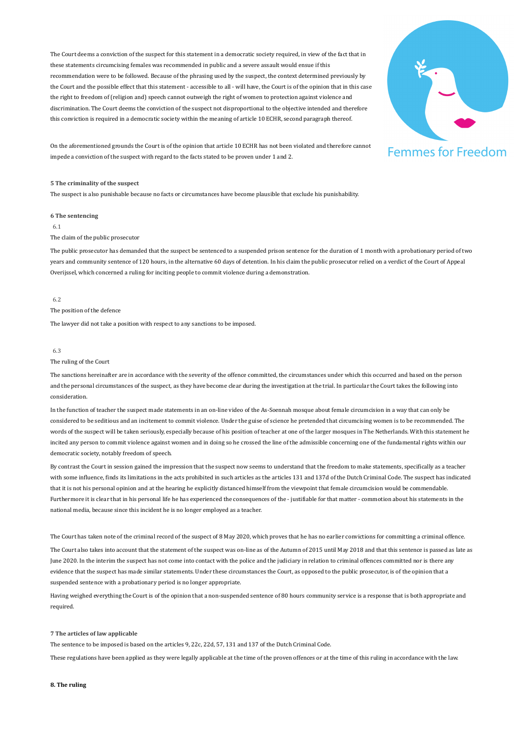The Court deems a conviction of the suspect for this statement in a democratic society required, in view of the fact that in these statements circumcising females was recommended in public and a severe assault would ensue if this recommendation were to be followed. Because of the phrasing used by the suspect, the context determined previously by the Court and the possible effect that this statement - accessible to all - will have, the Court is of the opinion that in this case the right to freedom of (religion and) speech cannot outweigh the right of women to protection against violence and discrimination. The Court deems the conviction of the suspect not disproportional to the objective intended and therefore this conviction is required in a democratic society within the meaning of article 10 ECHR, second paragraph thereof.

On the aforementioned grounds the Court is of the opinion that article 10 ECHR has not been violated and therefore cannot impede a conviction of the suspect with regard to the facts stated to be proven under 1 and 2.

**5 The criminality of the suspect**

The suspect is also punishable because no facts or circumstances have become plausible that exclude his punishability.

**6 The sentencing**

6.1

The claim of the public prosecutor

The public prosecutor has demanded that the suspect be sentenced to a suspended prison sentence for the duration of 1 month with a probationary period of two years and community sentence of 120 hours, in the alternative 60 days of detention. In his claim the public prosecutor relied on a verdict of the Court of Appeal Overijssel, which concerned a ruling for inciting people to commit violence during a demonstration.

6.2

The position of the defence

The lawyer did not take a position with respect to any sanctions to be imposed.

6.3

The ruling of the Court

The sanctions hereinafter are in accordance with the severity of the offence committed, the circumstances under which this occurred and based on the person and the personal circumstances of the suspect, as they have become clear during the investigation at the trial. In particular the Court takes the following into consideration.

In the function of teacher the suspect made statements in an on-line video of the As-Soennah mosque about female circumcision in a way that can only be considered to be seditious and an incitement to commit violence. Under the guise of science he pretended that circumcising women is to be recommended. The words of the suspect will be taken seriously, especially because of his position of teacher at one of the larger mosques in The Netherlands. With this statement he incited any person to commit violence against women and in doing so he crossed the line of the admissible concerning one of the fundamental rights within our democratic society, notably freedom of speech.

By contrast the Court in session gained the impression that the suspect now seems to understand that the freedom to make statements, specifically as a teacher with some influence, finds its limitations in the acts prohibited in such articles as the articles 131 and 137d of the Dutch Criminal Code. The suspect has indicated that it is not his personal opinion and at the hearing he explicitly distanced himself from the viewpoint that female circumcision would be commendable. Furthermore it is clear that in his personal life he has experienced the consequences of the - justifiable for that matter - commotion about his statements in the national media, because since this incident he is no longer employed as a teacher.

The Court has taken note of the criminal record of the suspect of 8 May 2020, which proves that he has no earlier convictions for committing a criminal offence.

The Court also takes into account that the statement of the suspect was on-line as of the Autumn of 2015 until May 2018 and that this sentence is passed as late as June 2020. In the interim the suspect has not come into contact with the police and the judiciary in relation to criminal offences committed nor is there any evidence that the suspect has made similar statements. Under these circumstances the Court, as opposed to the public prosecutor, is of the opinion that a suspended sentence with a probationary period is no longer appropriate.

Having weighed everything the Court is of the opinion that a non-suspended sentence of 80 hours community service is a response that is both appropriate and required.

**7 The articles of law applicable**

The sentence to be imposed is based on the articles 9, 22c, 22d, 57, 131 and 137 of the Dutch Criminal Code.

These regulations have been applied as they were legally applicable at the time of the proven offences or at the time of this ruling in accordance with the law.

**8. The ruling**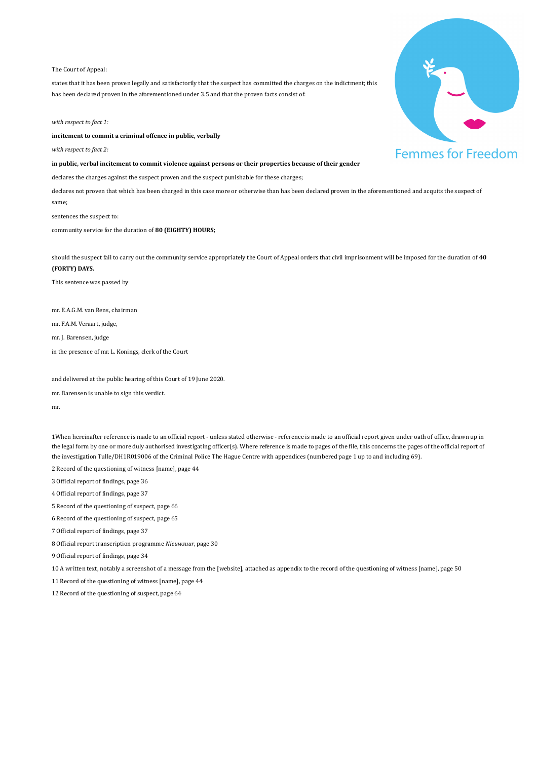The Court of Appeal:

states that it has been proven legally and satisfactorily that the suspect has committed the charges on the indictment; this has been declared proven in the aforementioned under 3.5 and that the proven facts consist of:

*with respect to fact 1:*

**incitement to commit a criminal offence in public, verbally**

*with respect to fact 2:*

**in public, verbal incitement to commit violence against persons or their properties because of their gender**

declares the charges against the suspect proven and the suspect punishable for these charges;

declares not proven that which has been charged in this case more or otherwise than has been declared proven in the aforementioned and acquits the suspect of same;

sentences the suspect to:

community service for the duration of **80 (EIGHTY) HOURS;**

should the suspect fail to carry out the community service appropriately the Court of Appeal orders that civil imprisonment will be imposed for the duration of **40 (FORTY) DAYS.**

This sentence was passed by

mr. E.A.G.M. van Rens, chairman

mr. F.A.M. Veraart, judge,

mr. J. Barensen, judge

in the presence of mr. L. Konings, clerk of the Court

and delivered at the public hearing of this Court of 19 June 2020.

mr. Barensen is unable to sign this verdict.

mr.

1When hereinafter reference is made to an official report - unless stated otherwise - reference is made to an official report given under oath of office, drawn up in the legal form by one or more duly authorised investigating officer(s). Where reference is made to pages of the file, this concerns the pages of the official report of the investigation Tulle/DH1R019006 of the Criminal Police The Hague Centre with appendices (numbered page 1 up to and including 69).

2 Record of the questioning of witness [name], page 44

3 Official report of findings, page 36

4 Official report of findings, page 37

5 Record of the questioning of suspect, page 66

6 Record of the questioning of suspect, page 65

7 Official report of findings, page 37

8 Official report transcription programme *Nieuwsuur*, page 30

9 Official report of findings, page 34

10 A written text, notably a screenshot of a message from the [website], attached as appendix to the record of the questioning of witness [name], page 50

11 Record of the questioning of witness [name], page 44

12 Record of the questioning of suspect, page 64